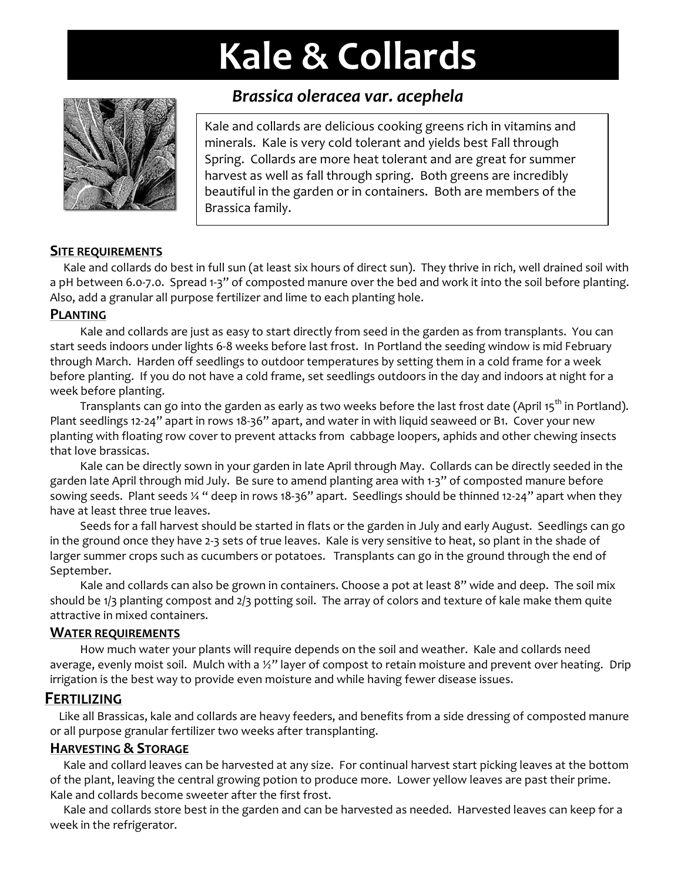# Kale & Collards

## *Brassica oleracea var. acephela*

Kale and collards are delicious cooking greens rich in vitamins and minerals. Kale is very cold tolerant and yields best Fall through Spring. Collards are more heat tolerant and are great for summer harvest as well as fall through spring. Both greens are incredibly beautiful in the garden or in containers. Both are members of the Brassica family.

### SITE REQUIREMENTS

Kale and collards do best in full sun (at least six hours of direct sun). They thrive in rich, well drained soil with a pH between 6.0-7.0. Spread 1-3" of composted manure over the bed and work it into the soil before planting. Also, add a granular all purpose fertilizer and lime to each planting hole.

### PLANTING

Kale and collards are just as easy to start directly from seed in the garden as from transplants. You can start seeds indoors under lights 6-8 weeks before last frost. In Portland the seeding window is mid February through March. Harden off seedlings to outdoor temperatures by setting them in a cold frame for a week before planting. If you do not have a cold frame, set seedlings outdoors in the day and indoors at night for a week before planting.

Transplants can go into the garden as early as two weeks before the last frost date (April 15th in Portland). Plant seedlings 12-24" apart in rows 18-36" apart, and water in with liquid seaweed or B1. Cover your new planting with floating row cover to prevent attacks from cabbage loopers, aphids and other chewing insects that love brassicas.

Kale can be directly sown in your garden in late April through May. Collards can be directly seeded in the garden late April through mid July. Be sure to amend planting area with 1-3" of composted manure before sowing seeds. Plant seeds ¼ " deep in rows 18-36" apart. Seedlings should be thinned 12-24" apart when they have at least three true leaves.

Seeds for a fall harvest should be started in flats or the garden in July and early August. Seedlings can go in the ground once they have 2-3 sets of true leaves. Kale is very sensitive to heat, so plant in the shade of larger summer crops such as cucumbers or potatoes. Transplants can go in the ground through the end of September.

Kale and collards can also be grown in containers. Choose a pot at least 8" wide and deep. The soil mix should be 1/3 planting compost and 2/3 potting soil. The array of colors and texture of kale make them quite attractive in mixed containers.

### WATER REQUIREMENTS

How much water your plants will require depends on the soil and weather. Kale and collards need average, evenly moist soil. Mulch with a ½" layer of compost to retain moisture and prevent over heating. Drip irrigation is the best way to provide even moisture and while having fewer disease issues.

### FERTILIZING

Like all Brassicas, kale and collards are heavy feeders, and benefits from a side dressing of composted manure or all purpose granular fertilizer two weeks after transplanting.

### HARVESTING & STORAGE

Kale and collard leaves can be harvested at any size. For continual harvest start picking leaves at the bottom of the plant, leaving the central growing potion to produce more. Lower yellow leaves are past their prime. Kale and collards become sweeter after the first frost.

Kale and collards store best in the garden and can be harvested as needed. Harvested leaves can keep for a week in the refrigerator.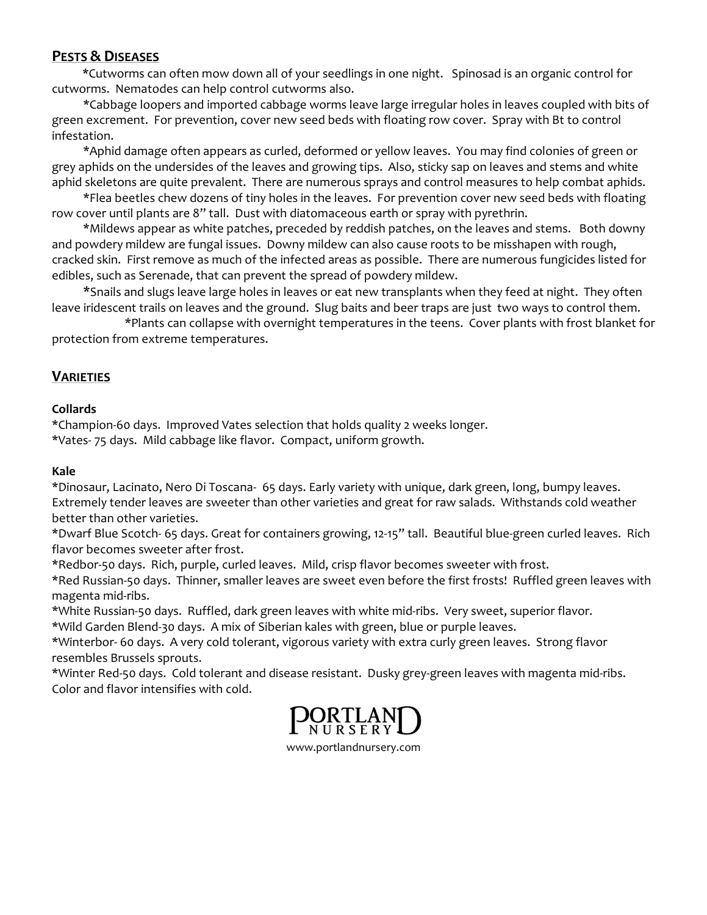## Pests & Diseases

*Cutworms can often mow down all of your seedlings in one night. Spinosad is an organic control for cutworms. Nematodes can help control cutworms also.

*Cabbage loopers and imported cabbage worms leave large irregular holes in leaves coupled with bits of green excrement. For prevention, cover new seed beds with floating row cover. Spray with Bt to control infestation.

*Aphid damage often appears as curled, deformed or yellow leaves. You may find colonies of green or grey aphids on the undersides of the leaves and growing tips. Also, sticky sap on leaves and stems and white aphid skeletons are quite prevalent. There are numerous sprays and control measures to help combat aphids.

*Flea beetles chew dozens of tiny holes in the leaves. For prevention cover new seed beds with floating row cover until plants are 8" tall. Dust with diatomaceous earth or spray with pyrethrin.

*Mildews appear as white patches, preceded by reddish patches, on the leaves and stems. Both downy and powdery mildew are fungal issues. Downy mildew can also cause roots to be misshapen with rough, cracked skin. First remove as much of the infected areas as possible. There are numerous fungicides listed for edibles, such as Serenade, that can prevent the spread of powdery mildew.

*Snails and slugs leave large holes in leaves or eat new transplants when they feed at night. They often leave iridescent trails on leaves and the ground. Slug baits and beer traps are just two ways to control them.

*Plants can collapse with overnight temperatures in the teens. Cover plants with frost blanket for protection from extreme temperatures.

## Varieties

**Collards**

*Champion-60 days. Improved Vates selection that holds quality 2 weeks longer.
*Vates- 75 days. Mild cabbage like flavor. Compact, uniform growth.

**Kale**

*Dinosaur, Lacinato, Nero Di Toscana- 65 days. Early variety with unique, dark green, long, bumpy leaves. Extremely tender leaves are sweeter than other varieties and great for raw salads. Withstands cold weather better than other varieties.
*Dwarf Blue Scotch- 65 days. Great for containers growing, 12-15" tall. Beautiful blue-green curled leaves. Rich flavor becomes sweeter after frost.
*Redbor-50 days. Rich, purple, curled leaves. Mild, crisp flavor becomes sweeter with frost.
*Red Russian-50 days. Thinner, smaller leaves are sweet even before the first frosts! Ruffled green leaves with magenta mid-ribs.
*White Russian-50 days. Ruffled, dark green leaves with white mid-ribs. Very sweet, superior flavor.
*Wild Garden Blend-30 days. A mix of Siberian kales with green, blue or purple leaves.
*Winterbor- 60 days. A very cold tolerant, vigorous variety with extra curly green leaves. Strong flavor resembles Brussels sprouts.
*Winter Red-50 days. Cold tolerant and disease resistant. Dusky grey-green leaves with magenta mid-ribs. Color and flavor intensifies with cold.

PORTLAND NURSERY
www.portlandnursery.com